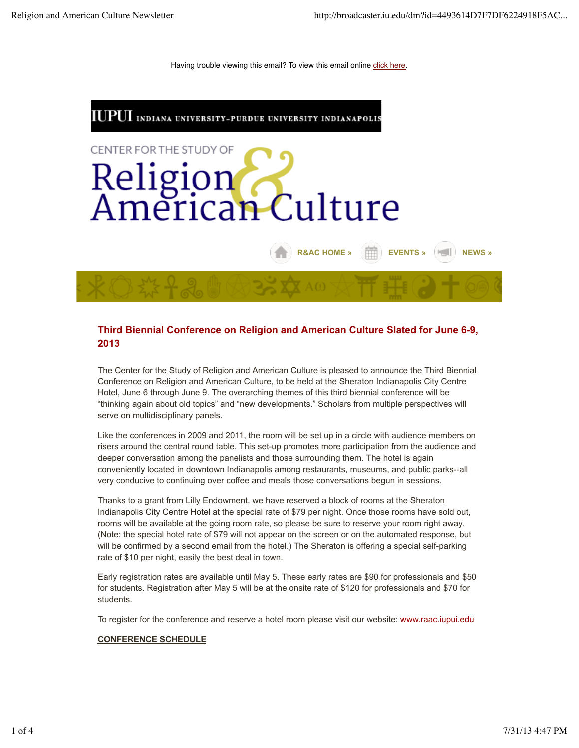Having trouble viewing this email? To view this email online click here.

IUPUI INDIANA UNIVERSITY-PURDUE UNIVERSITY INDIANAPOLIS

CENTER FOR THE STUDY OF

# Religion & American Culture

R&AC HOME » EVENTS » NEWS »

## Third Biennial Conference on Religion and American Culture Slated for June 6-9, 2013

The Center for the Study of Religion and American Culture is pleased to announce the Third Biennial Conference on Religion and American Culture, to be held at the Sheraton Indianapolis City Centre Hotel, June 6 through June 9. The overarching themes of this third biennial conference will be "thinking again about old topics" and "new developments." Scholars from multiple perspectives will serve on multidisciplinary panels.

Like the conferences in 2009 and 2011, the room will be set up in a circle with audience members on risers around the central round table. This set-up promotes more participation from the audience and deeper conversation among the panelists and those surrounding them. The hotel is again conveniently located in downtown Indianapolis among restaurants, museums, and public parks--all very conducive to continuing over coffee and meals those conversations begun in sessions.

Thanks to a grant from Lilly Endowment, we have reserved a block of rooms at the Sheraton Indianapolis City Centre Hotel at the special rate of $79 per night. Once those rooms have sold out, rooms will be available at the going room rate, so please be sure to reserve your room right away. (Note: the special hotel rate of $79 will not appear on the screen or on the automated response, but will be confirmed by a second email from the hotel.) The Sheraton is offering a special self-parking rate of $10 per night, easily the best deal in town.

Early registration rates are available until May 5. These early rates are $90 for professionals and $50 for students. Registration after May 5 will be at the onsite rate of $120 for professionals and $70 for students.

To register for the conference and reserve a hotel room please visit our website: www.raac.iupui.edu

**CONFERENCE SCHEDULE**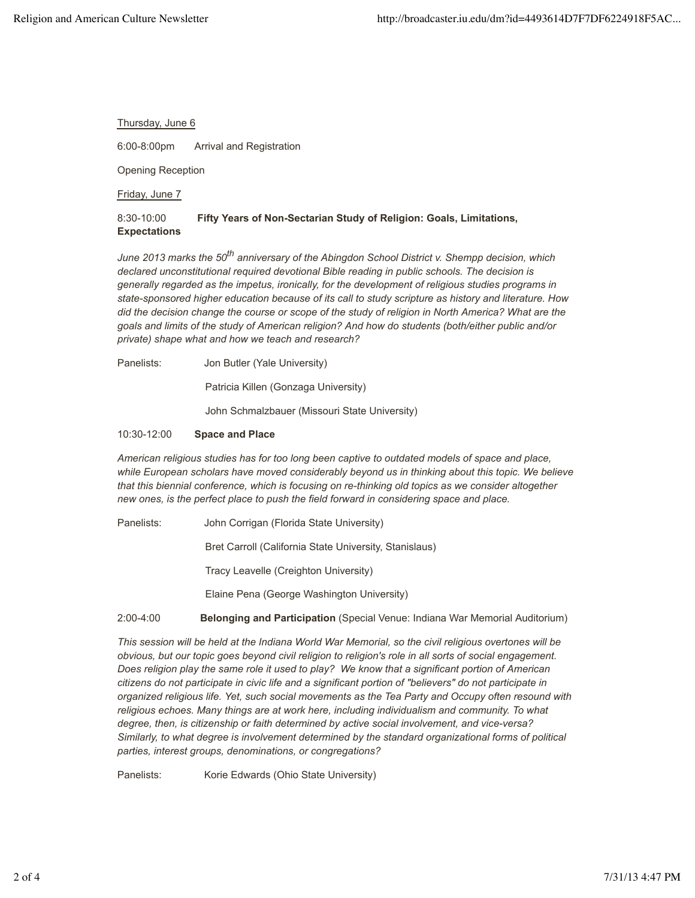Thursday, June 6

6:00-8:00pm Arrival and Registration

Opening Reception

Friday, June 7

8:30-10:00 **Fifty Years of Non-Sectarian Study of Religion: Goals, Limitations, Expectations**

*June 2013 marks the 50th anniversary of the Abingdon School District v. Shempp decision, which declared unconstitutional required devotional Bible reading in public schools. The decision is generally regarded as the impetus, ironically, for the development of religious studies programs in state-sponsored higher education because of its call to study scripture as history and literature. How did the decision change the course or scope of the study of religion in North America? What are the goals and limits of the study of American religion? And how do students (both/either public and/or private) shape what and how we teach and research?*

Panelists: Jon Butler (Yale University)

Patricia Killen (Gonzaga University)

John Schmalzbauer (Missouri State University)

10:30-12:00 **Space and Place**

*American religious studies has for too long been captive to outdated models of space and place, while European scholars have moved considerably beyond us in thinking about this topic. We believe that this biennial conference, which is focusing on re-thinking old topics as we consider altogether new ones, is the perfect place to push the field forward in considering space and place.*

Panelists: John Corrigan (Florida State University)

Bret Carroll (California State University, Stanislaus)

Tracy Leavelle (Creighton University)

Elaine Pena (George Washington University)

2:00-4:00 **Belonging and Participation** (Special Venue: Indiana War Memorial Auditorium)

*This session will be held at the Indiana World War Memorial, so the civil religious overtones will be obvious, but our topic goes beyond civil religion to religion's role in all sorts of social engagement. Does religion play the same role it used to play? We know that a significant portion of American citizens do not participate in civic life and a significant portion of "believers" do not participate in organized religious life. Yet, such social movements as the Tea Party and Occupy often resound with religious echoes. Many things are at work here, including individualism and community. To what degree, then, is citizenship or faith determined by active social involvement, and vice-versa? Similarly, to what degree is involvement determined by the standard organizational forms of political parties, interest groups, denominations, or congregations?*

Panelists: Korie Edwards (Ohio State University)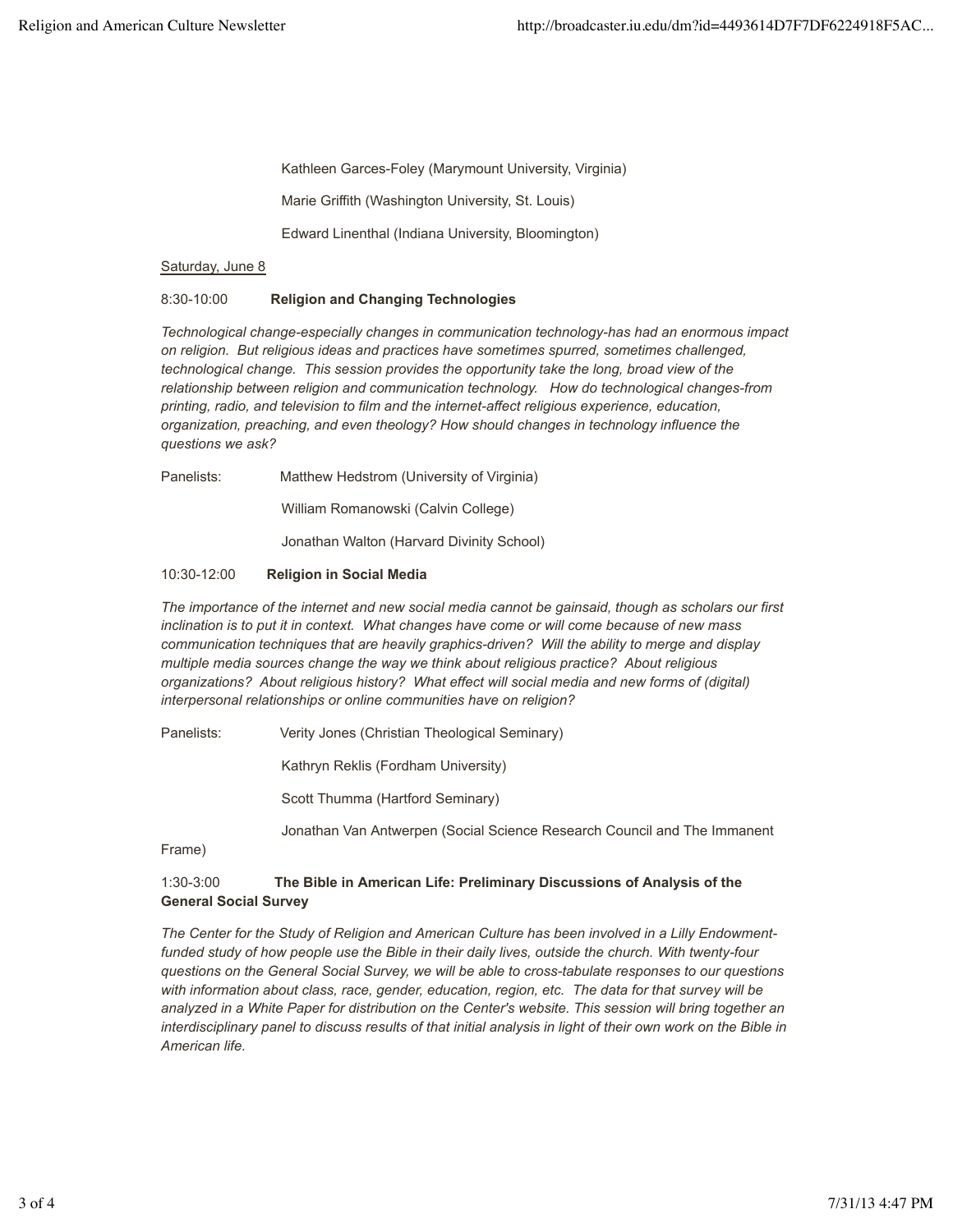Kathleen Garces-Foley (Marymount University, Virginia)

Marie Griffith (Washington University, St. Louis)

Edward Linenthal (Indiana University, Bloomington)

Saturday, June 8

8:30-10:00 **Religion and Changing Technologies**

*Technological change-especially changes in communication technology-has had an enormous impact on religion. But religious ideas and practices have sometimes spurred, sometimes challenged, technological change. This session provides the opportunity take the long, broad view of the relationship between religion and communication technology. How do technological changes-from printing, radio, and television to film and the internet-affect religious experience, education, organization, preaching, and even theology? How should changes in technology influence the questions we ask?*

Panelists: Matthew Hedstrom (University of Virginia)

William Romanowski (Calvin College)

Jonathan Walton (Harvard Divinity School)

10:30-12:00 **Religion in Social Media**

*The importance of the internet and new social media cannot be gainsaid, though as scholars our first inclination is to put it in context. What changes have come or will come because of new mass communication techniques that are heavily graphics-driven? Will the ability to merge and display multiple media sources change the way we think about religious practice? About religious organizations? About religious history? What effect will social media and new forms of (digital) interpersonal relationships or online communities have on religion?*

Panelists: Verity Jones (Christian Theological Seminary)

Kathryn Reklis (Fordham University)

Scott Thumma (Hartford Seminary)

Jonathan Van Antwerpen (Social Science Research Council and The Immanent Frame)

1:30-3:00 **The Bible in American Life: Preliminary Discussions of Analysis of the General Social Survey**

*The Center for the Study of Religion and American Culture has been involved in a Lilly Endowment-funded study of how people use the Bible in their daily lives, outside the church. With twenty-four questions on the General Social Survey, we will be able to cross-tabulate responses to our questions with information about class, race, gender, education, region, etc. The data for that survey will be analyzed in a White Paper for distribution on the Center's website. This session will bring together an interdisciplinary panel to discuss results of that initial analysis in light of their own work on the Bible in American life.*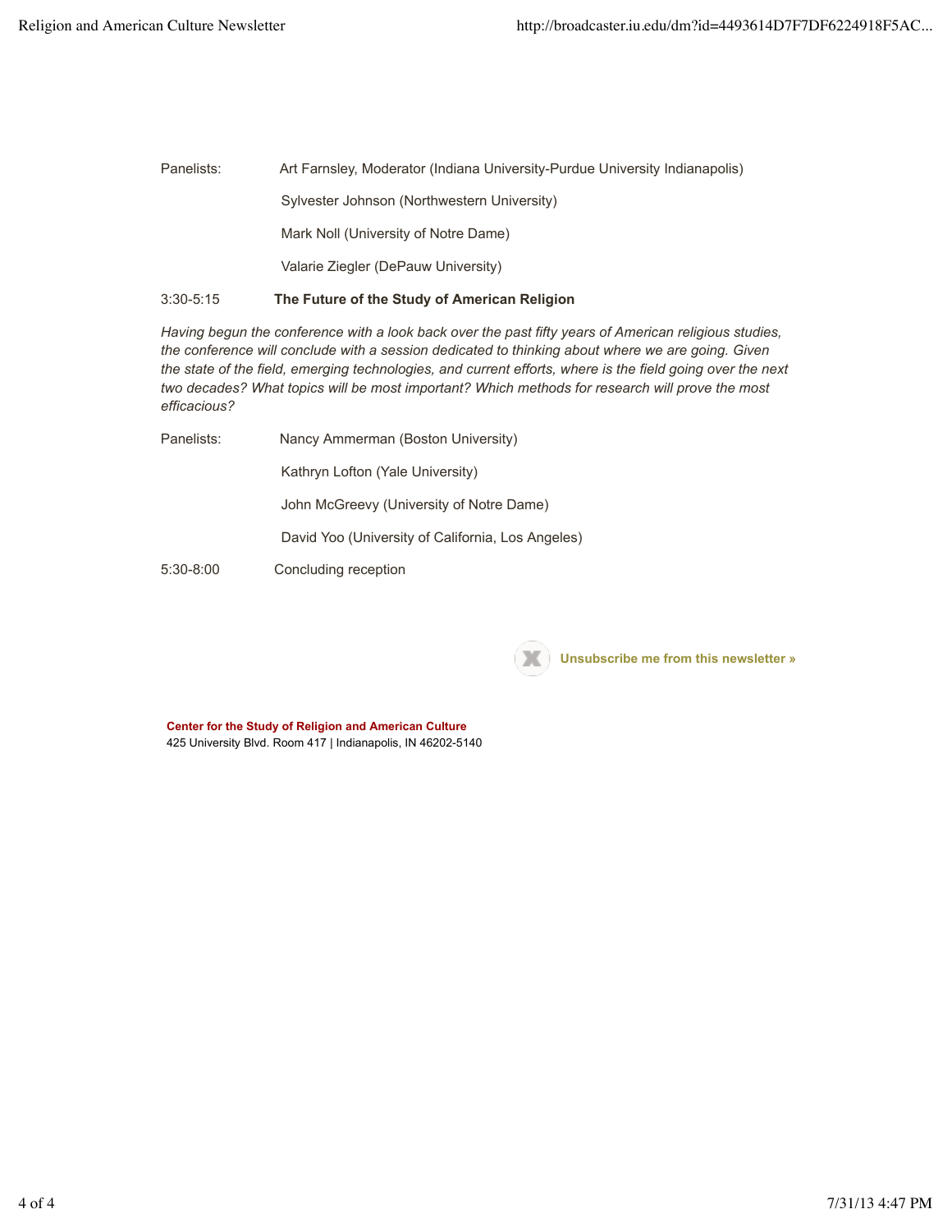Panelists: Art Farnsley, Moderator (Indiana University-Purdue University Indianapolis)

Sylvester Johnson (Northwestern University)

Mark Noll (University of Notre Dame)

Valarie Ziegler (DePauw University)

3:30-5:15 **The Future of the Study of American Religion**

*Having begun the conference with a look back over the past fifty years of American religious studies, the conference will conclude with a session dedicated to thinking about where we are going. Given the state of the field, emerging technologies, and current efforts, where is the field going over the next two decades? What topics will be most important? Which methods for research will prove the most efficacious?*

Panelists: Nancy Ammerman (Boston University)

Kathryn Lofton (Yale University)

John McGreevy (University of Notre Dame)

David Yoo (University of California, Los Angeles)

5:30-8:00 Concluding reception

**Unsubscribe me from this newsletter »**

**Center for the Study of Religion and American Culture**
425 University Blvd. Room 417 | Indianapolis, IN 46202-5140